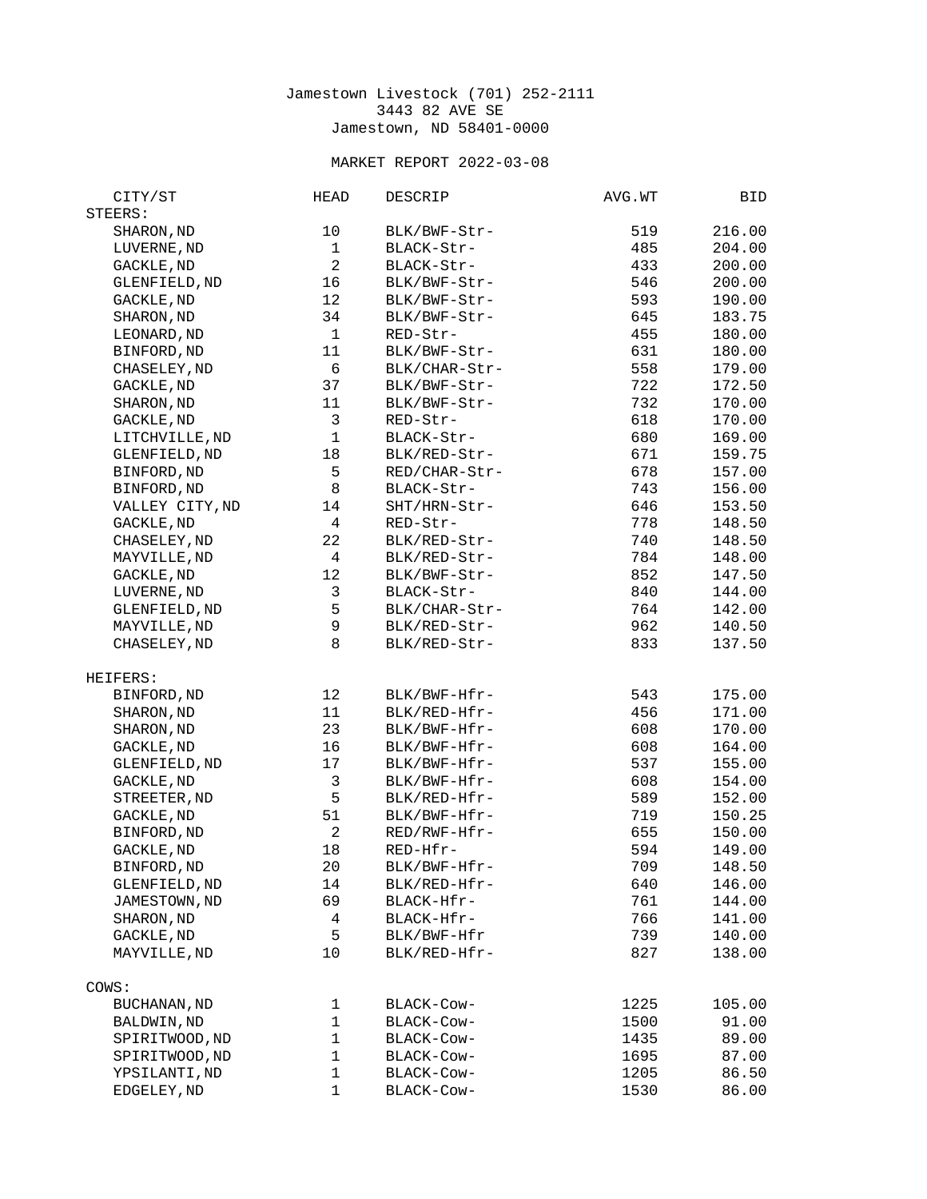Jamestown Livestock (701) 252-2111
3443 82 AVE SE
Jamestown, ND 58401-0000

MARKET REPORT 2022-03-08

| CITY/ST | HEAD | DESCRIP | AVG.WT | BID |
|---|---|---|---|---|
| **STEERS:** | | | | |
| SHARON,ND | 10 | BLK/BWF-Str- | 519 | 216.00 |
| LUVERNE,ND | 1 | BLACK-Str- | 485 | 204.00 |
| GACKLE,ND | 2 | BLACK-Str- | 433 | 200.00 |
| GLENFIELD,ND | 16 | BLK/BWF-Str- | 546 | 200.00 |
| GACKLE,ND | 12 | BLK/BWF-Str- | 593 | 190.00 |
| SHARON,ND | 34 | BLK/BWF-Str- | 645 | 183.75 |
| LEONARD,ND | 1 | RED-Str- | 455 | 180.00 |
| BINFORD,ND | 11 | BLK/BWF-Str- | 631 | 180.00 |
| CHASELEY,ND | 6 | BLK/CHAR-Str- | 558 | 179.00 |
| GACKLE,ND | 37 | BLK/BWF-Str- | 722 | 172.50 |
| SHARON,ND | 11 | BLK/BWF-Str- | 732 | 170.00 |
| GACKLE,ND | 3 | RED-Str- | 618 | 170.00 |
| LITCHVILLE,ND | 1 | BLACK-Str- | 680 | 169.00 |
| GLENFIELD,ND | 18 | BLK/RED-Str- | 671 | 159.75 |
| BINFORD,ND | 5 | RED/CHAR-Str- | 678 | 157.00 |
| BINFORD,ND | 8 | BLACK-Str- | 743 | 156.00 |
| VALLEY CITY,ND | 14 | SHT/HRN-Str- | 646 | 153.50 |
| GACKLE,ND | 4 | RED-Str- | 778 | 148.50 |
| CHASELEY,ND | 22 | BLK/RED-Str- | 740 | 148.50 |
| MAYVILLE,ND | 4 | BLK/RED-Str- | 784 | 148.00 |
| GACKLE,ND | 12 | BLK/BWF-Str- | 852 | 147.50 |
| LUVERNE,ND | 3 | BLACK-Str- | 840 | 144.00 |
| GLENFIELD,ND | 5 | BLK/CHAR-Str- | 764 | 142.00 |
| MAYVILLE,ND | 9 | BLK/RED-Str- | 962 | 140.50 |
| CHASELEY,ND | 8 | BLK/RED-Str- | 833 | 137.50 |
| **HEIFERS:** | | | | |
| BINFORD,ND | 12 | BLK/BWF-Hfr- | 543 | 175.00 |
| SHARON,ND | 11 | BLK/RED-Hfr- | 456 | 171.00 |
| SHARON,ND | 23 | BLK/BWF-Hfr- | 608 | 170.00 |
| GACKLE,ND | 16 | BLK/BWF-Hfr- | 608 | 164.00 |
| GLENFIELD,ND | 17 | BLK/BWF-Hfr- | 537 | 155.00 |
| GACKLE,ND | 3 | BLK/BWF-Hfr- | 608 | 154.00 |
| STREETER,ND | 5 | BLK/RED-Hfr- | 589 | 152.00 |
| GACKLE,ND | 51 | BLK/BWF-Hfr- | 719 | 150.25 |
| BINFORD,ND | 2 | RED/RWF-Hfr- | 655 | 150.00 |
| GACKLE,ND | 18 | RED-Hfr- | 594 | 149.00 |
| BINFORD,ND | 20 | BLK/BWF-Hfr- | 709 | 148.50 |
| GLENFIELD,ND | 14 | BLK/RED-Hfr- | 640 | 146.00 |
| JAMESTOWN,ND | 69 | BLACK-Hfr- | 761 | 144.00 |
| SHARON,ND | 4 | BLACK-Hfr- | 766 | 141.00 |
| GACKLE,ND | 5 | BLK/BWF-Hfr | 739 | 140.00 |
| MAYVILLE,ND | 10 | BLK/RED-Hfr- | 827 | 138.00 |
| **COWS:** | | | | |
| BUCHANAN,ND | 1 | BLACK-Cow- | 1225 | 105.00 |
| BALDWIN,ND | 1 | BLACK-Cow- | 1500 | 91.00 |
| SPIRITWOOD,ND | 1 | BLACK-Cow- | 1435 | 89.00 |
| SPIRITWOOD,ND | 1 | BLACK-Cow- | 1695 | 87.00 |
| YPSILANTI,ND | 1 | BLACK-Cow- | 1205 | 86.50 |
| EDGELEY,ND | 1 | BLACK-Cow- | 1530 | 86.00 |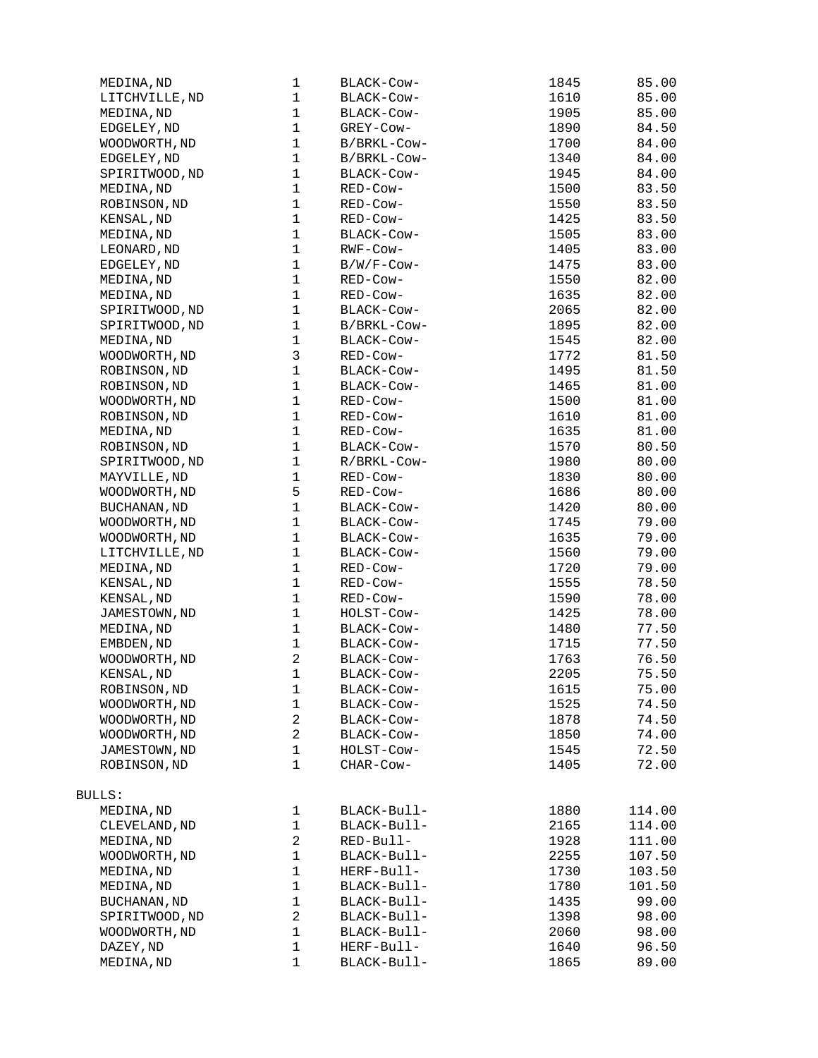| | | | | |
|---|---|---|---|---|
| MEDINA,ND | 1 | BLACK-Cow- | 1845 | 85.00 |
| LITCHVILLE,ND | 1 | BLACK-Cow- | 1610 | 85.00 |
| MEDINA,ND | 1 | BLACK-Cow- | 1905 | 85.00 |
| EDGELEY,ND | 1 | GREY-Cow- | 1890 | 84.50 |
| WOODWORTH,ND | 1 | B/BRKL-Cow- | 1700 | 84.00 |
| EDGELEY,ND | 1 | B/BRKL-Cow- | 1340 | 84.00 |
| SPIRITWOOD,ND | 1 | BLACK-Cow- | 1945 | 84.00 |
| MEDINA,ND | 1 | RED-Cow- | 1500 | 83.50 |
| ROBINSON,ND | 1 | RED-Cow- | 1550 | 83.50 |
| KENSAL,ND | 1 | RED-Cow- | 1425 | 83.50 |
| MEDINA,ND | 1 | BLACK-Cow- | 1505 | 83.00 |
| LEONARD,ND | 1 | RWF-Cow- | 1405 | 83.00 |
| EDGELEY,ND | 1 | B/W/F-Cow- | 1475 | 83.00 |
| MEDINA,ND | 1 | RED-Cow- | 1550 | 82.00 |
| MEDINA,ND | 1 | RED-Cow- | 1635 | 82.00 |
| SPIRITWOOD,ND | 1 | BLACK-Cow- | 2065 | 82.00 |
| SPIRITWOOD,ND | 1 | B/BRKL-Cow- | 1895 | 82.00 |
| MEDINA,ND | 1 | BLACK-Cow- | 1545 | 82.00 |
| WOODWORTH,ND | 3 | RED-Cow- | 1772 | 81.50 |
| ROBINSON,ND | 1 | BLACK-Cow- | 1495 | 81.50 |
| ROBINSON,ND | 1 | BLACK-Cow- | 1465 | 81.00 |
| WOODWORTH,ND | 1 | RED-Cow- | 1500 | 81.00 |
| ROBINSON,ND | 1 | RED-Cow- | 1610 | 81.00 |
| MEDINA,ND | 1 | RED-Cow- | 1635 | 81.00 |
| ROBINSON,ND | 1 | BLACK-Cow- | 1570 | 80.50 |
| SPIRITWOOD,ND | 1 | R/BRKL-Cow- | 1980 | 80.00 |
| MAYVILLE,ND | 1 | RED-Cow- | 1830 | 80.00 |
| WOODWORTH,ND | 5 | RED-Cow- | 1686 | 80.00 |
| BUCHANAN,ND | 1 | BLACK-Cow- | 1420 | 80.00 |
| WOODWORTH,ND | 1 | BLACK-Cow- | 1745 | 79.00 |
| WOODWORTH,ND | 1 | BLACK-Cow- | 1635 | 79.00 |
| LITCHVILLE,ND | 1 | BLACK-Cow- | 1560 | 79.00 |
| MEDINA,ND | 1 | RED-Cow- | 1720 | 79.00 |
| KENSAL,ND | 1 | RED-Cow- | 1555 | 78.50 |
| KENSAL,ND | 1 | RED-Cow- | 1590 | 78.00 |
| JAMESTOWN,ND | 1 | HOLST-Cow- | 1425 | 78.00 |
| MEDINA,ND | 1 | BLACK-Cow- | 1480 | 77.50 |
| EMBDEN,ND | 1 | BLACK-Cow- | 1715 | 77.50 |
| WOODWORTH,ND | 2 | BLACK-Cow- | 1763 | 76.50 |
| KENSAL,ND | 1 | BLACK-Cow- | 2205 | 75.50 |
| ROBINSON,ND | 1 | BLACK-Cow- | 1615 | 75.00 |
| WOODWORTH,ND | 1 | BLACK-Cow- | 1525 | 74.50 |
| WOODWORTH,ND | 2 | BLACK-Cow- | 1878 | 74.50 |
| WOODWORTH,ND | 2 | BLACK-Cow- | 1850 | 74.00 |
| JAMESTOWN,ND | 1 | HOLST-Cow- | 1545 | 72.50 |
| ROBINSON,ND | 1 | CHAR-Cow- | 1405 | 72.00 |

BULLS:

| | | | | |
|---|---|---|---|---|
| MEDINA,ND | 1 | BLACK-Bull- | 1880 | 114.00 |
| CLEVELAND,ND | 1 | BLACK-Bull- | 2165 | 114.00 |
| MEDINA,ND | 2 | RED-Bull- | 1928 | 111.00 |
| WOODWORTH,ND | 1 | BLACK-Bull- | 2255 | 107.50 |
| MEDINA,ND | 1 | HERF-Bull- | 1730 | 103.50 |
| MEDINA,ND | 1 | BLACK-Bull- | 1780 | 101.50 |
| BUCHANAN,ND | 1 | BLACK-Bull- | 1435 | 99.00 |
| SPIRITWOOD,ND | 2 | BLACK-Bull- | 1398 | 98.00 |
| WOODWORTH,ND | 1 | BLACK-Bull- | 2060 | 98.00 |
| DAZEY,ND | 1 | HERF-Bull- | 1640 | 96.50 |
| MEDINA,ND | 1 | BLACK-Bull- | 1865 | 89.00 |